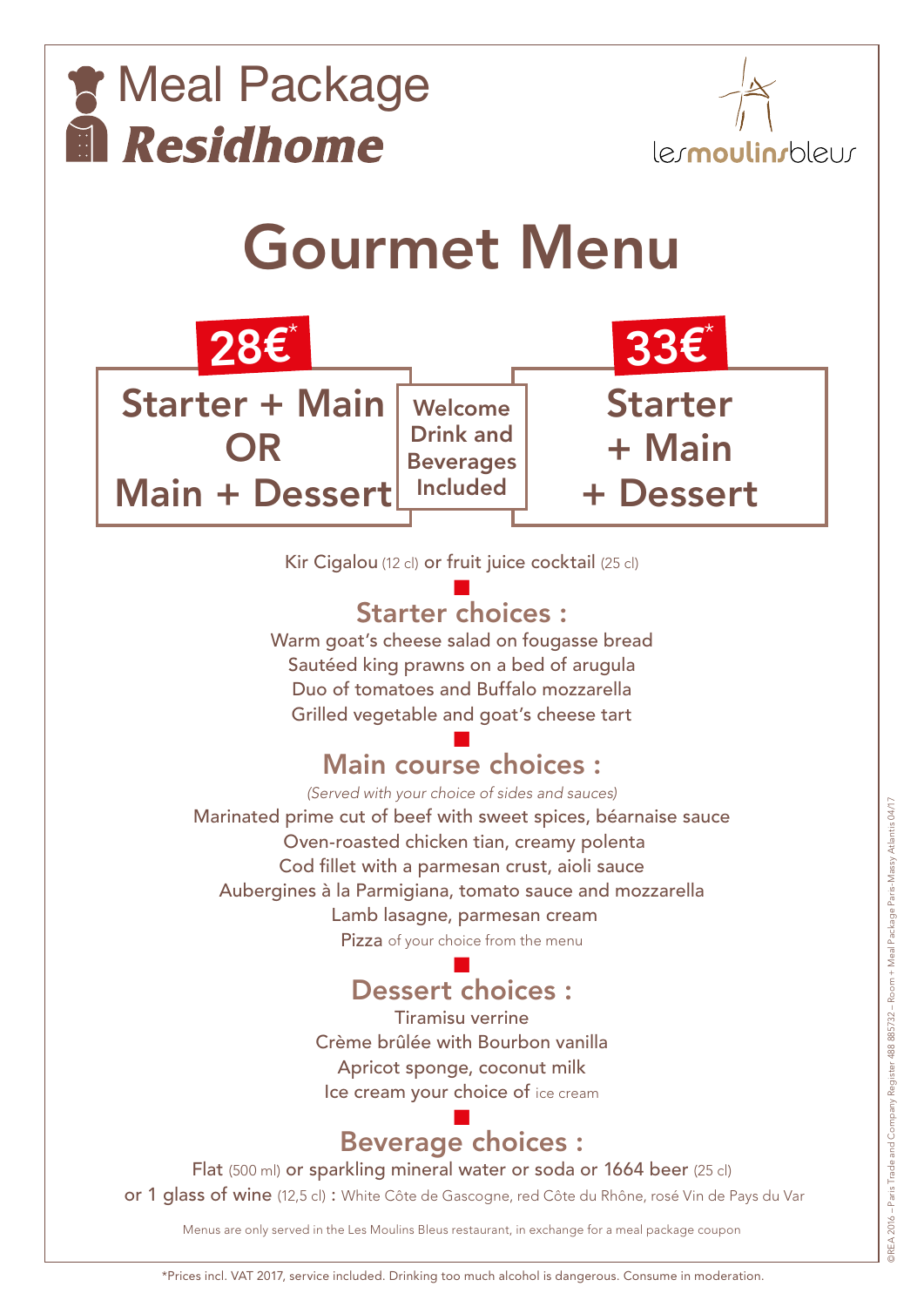# Meal Package *Residhome*

lesmoulinsbleus

# Gourmet Menu

**28€*** — Starter + Main OR Main + Dessert

Welcome Drink and Beverages Included

**33€*** — Starter + Main + Dessert

Kir Cigalou (12 cl) or fruit juice cocktail (25 cl)

## Starter choices :

Warm goat's cheese salad on fougasse bread
Sautéed king prawns on a bed of arugula
Duo of tomatoes and Buffalo mozzarella
Grilled vegetable and goat's cheese tart

## Main course choices :

*(Served with your choice of sides and sauces)*

Marinated prime cut of beef with sweet spices, béarnaise sauce
Oven-roasted chicken tian, creamy polenta
Cod fillet with a parmesan crust, aioli sauce
Aubergines à la Parmigiana, tomato sauce and mozzarella
Lamb lasagne, parmesan cream
Pizza of your choice from the menu

## Dessert choices :

Tiramisu verrine
Crème brûlée with Bourbon vanilla
Apricot sponge, coconut milk
Ice cream your choice of ice cream

## Beverage choices :

Flat (500 ml) or sparkling mineral water or soda or 1664 beer (25 cl)
or 1 glass of wine (12,5 cl) : White Côte de Gascogne, red Côte du Rhône, rosé Vin de Pays du Var

Menus are only served in the Les Moulins Bleus restaurant, in exchange for a meal package coupon

©REA 2016 – Paris Trade and Company Register 488 885732 – Room + Meal Package Paris-Massy Atlantis 04/17

*Prices incl. VAT 2017, service included. Drinking too much alcohol is dangerous. Consume in moderation.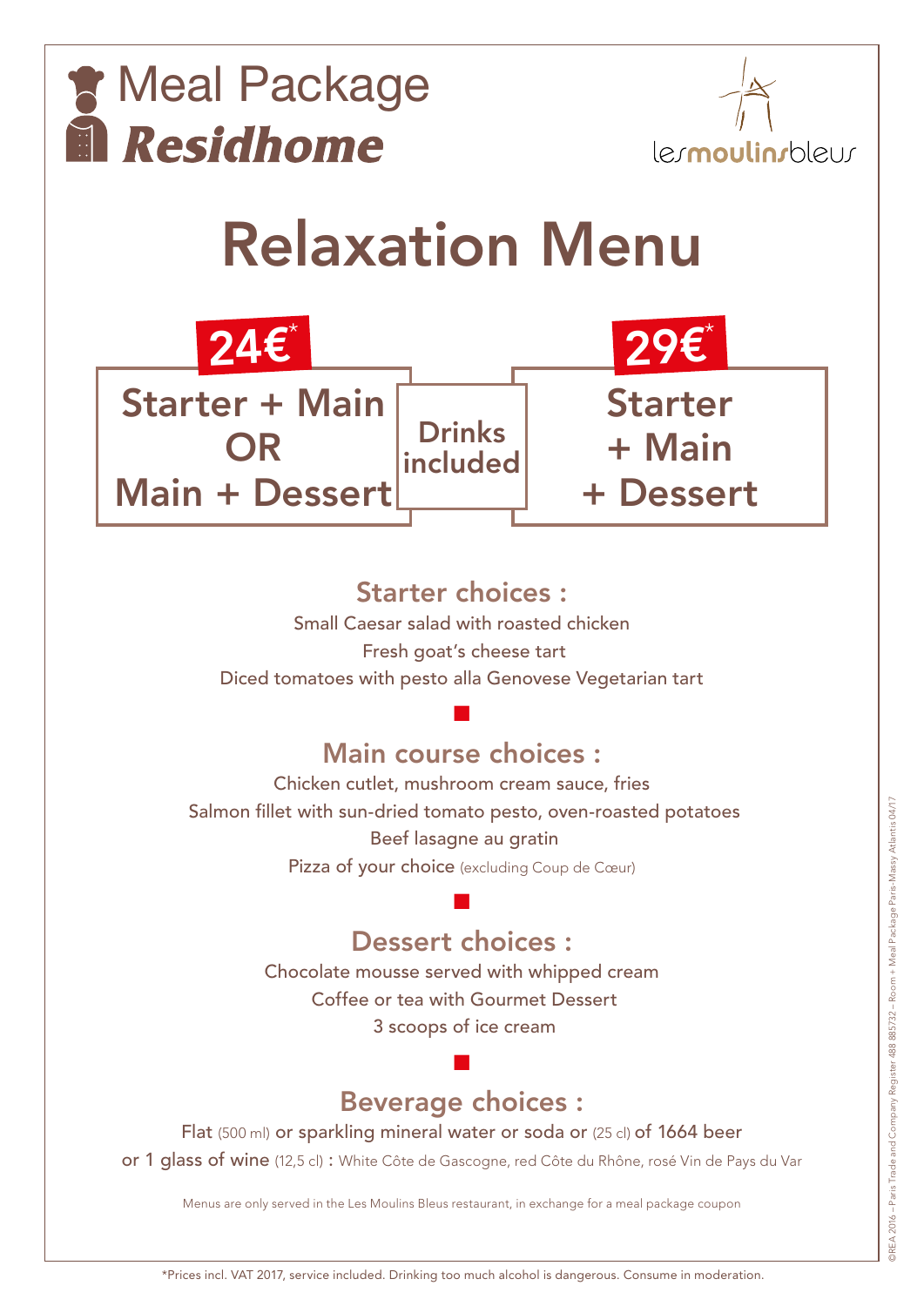# Meal Package *Residhome*

lesmoulinsbleus

# Relaxation Menu

**24€*** Starter + Main OR Main + Dessert

**Drinks included**

**29€*** Starter + Main + Dessert

## Starter choices :

Small Caesar salad with roasted chicken

Fresh goat's cheese tart

Diced tomatoes with pesto alla Genovese Vegetarian tart

## Main course choices :

Chicken cutlet, mushroom cream sauce, fries

Salmon fillet with sun-dried tomato pesto, oven-roasted potatoes

Beef lasagne au gratin

Pizza of your choice (excluding Coup de Cœur)

## Dessert choices :

Chocolate mousse served with whipped cream

Coffee or tea with Gourmet Dessert

3 scoops of ice cream

## Beverage choices :

Flat (500 ml) or sparkling mineral water or soda or (25 cl) of 1664 beer

or 1 glass of wine (12,5 cl) : White Côte de Gascogne, red Côte du Rhône, rosé Vin de Pays du Var

Menus are only served in the Les Moulins Bleus restaurant, in exchange for a meal package coupon

©REA 2016 – Paris Trade and Company Register 488 885732 – Room + Meal Package Paris-Massy Atlantis 04/17

*Prices incl. VAT 2017, service included. Drinking too much alcohol is dangerous. Consume in moderation.